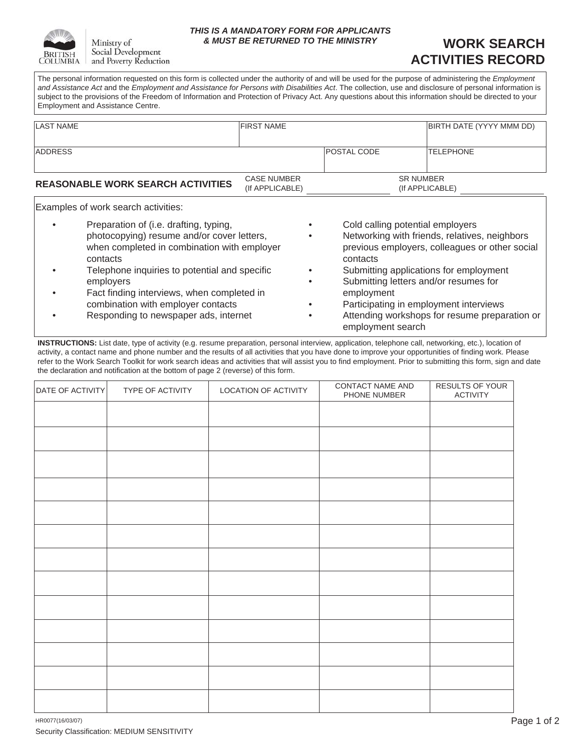Ministry of Social Development and Poverty Reduction

***THIS IS A MANDATORY FORM FOR APPLICANTS & MUST BE RETURNED TO THE MINISTRY***

# WORK SEARCH ACTIVITIES RECORD

The personal information requested on this form is collected under the authority of and will be used for the purpose of administering the *Employment and Assistance Act* and the *Employment and Assistance for Persons with Disabilities Act*. The collection, use and disclosure of personal information is subject to the provisions of the Freedom of Information and Protection of Privacy Act. Any questions about this information should be directed to your Employment and Assistance Centre.

| LAST NAME | FIRST NAME | | BIRTH DATE (YYYY MMM DD) |
|---|---|---|---|
| | | | |
| ADDRESS | | POSTAL CODE | TELEPHONE |
| | | | |

**REASONABLE WORK SEARCH ACTIVITIES**

CASE NUMBER (If APPLICABLE) ____________

SR NUMBER (If APPLICABLE) ____________

Examples of work search activities:

- Preparation of (i.e. drafting, typing, photocopying) resume and/or cover letters, when completed in combination with employer contacts
- Telephone inquiries to potential and specific employers
- Fact finding interviews, when completed in combination with employer contacts
- Responding to newspaper ads, internet
- Cold calling potential employers
- Networking with friends, relatives, neighbors previous employers, colleagues or other social contacts
- Submitting applications for employment
- Submitting letters and/or resumes for employment
- Participating in employment interviews
- Attending workshops for resume preparation or employment search

**INSTRUCTIONS:** List date, type of activity (e.g. resume preparation, personal interview, application, telephone call, networking, etc.), location of activity, a contact name and phone number and the results of all activities that you have done to improve your opportunities of finding work. Please refer to the Work Search Toolkit for work search ideas and activities that will assist you to find employment. Prior to submitting this form, sign and date the declaration and notification at the bottom of page 2 (reverse) of this form.

| DATE OF ACTIVITY | TYPE OF ACTIVITY | LOCATION OF ACTIVITY | CONTACT NAME AND PHONE NUMBER | RESULTS OF YOUR ACTIVITY |
|---|---|---|---|---|
| | | | | |
| | | | | |
| | | | | |
| | | | | |
| | | | | |
| | | | | |
| | | | | |
| | | | | |
| | | | | |
| | | | | |
| | | | | |
| | | | | |
| | | | | |

HR0077(16/03/07)

Security Classification: MEDIUM SENSITIVITY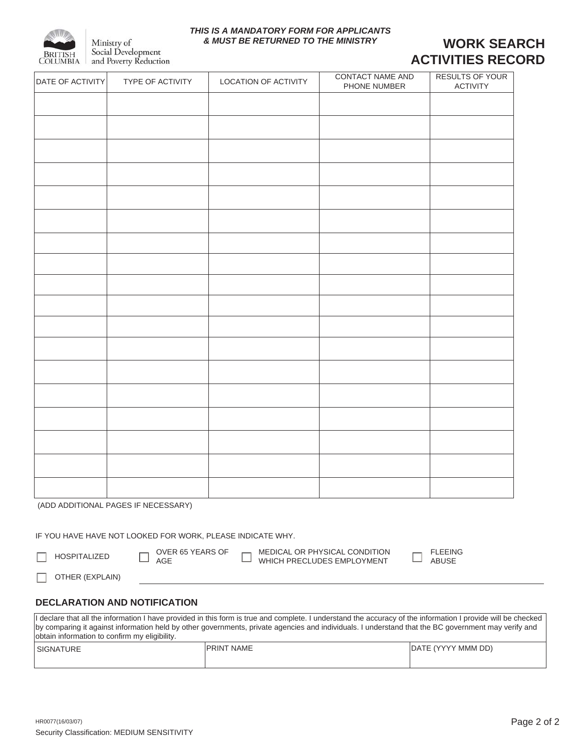Ministry of Social Development and Poverty Reduction

***THIS IS A MANDATORY FORM FOR APPLICANTS & MUST BE RETURNED TO THE MINISTRY***

# WORK SEARCH ACTIVITIES RECORD

| DATE OF ACTIVITY | TYPE OF ACTIVITY | LOCATION OF ACTIVITY | CONTACT NAME AND PHONE NUMBER | RESULTS OF YOUR ACTIVITY |
|---|---|---|---|---|
| | | | | |
| | | | | |
| | | | | |
| | | | | |
| | | | | |
| | | | | |
| | | | | |
| | | | | |
| | | | | |
| | | | | |
| | | | | |
| | | | | |
| | | | | |
| | | | | |
| | | | | |
| | | | | |
| | | | | |
| | | | | |

(ADD ADDITIONAL PAGES IF NECESSARY)

IF YOU HAVE HAVE NOT LOOKED FOR WORK, PLEASE INDICATE WHY.

☐ HOSPITALIZED ☐ OVER 65 YEARS OF AGE ☐ MEDICAL OR PHYSICAL CONDITION WHICH PRECLUDES EMPLOYMENT ☐ FLEEING ABUSE

☐ OTHER (EXPLAIN) ____________________

## DECLARATION AND NOTIFICATION

I declare that all the information I have provided in this form is true and complete. I understand the accuracy of the information I provide will be checked by comparing it against information held by other governments, private agencies and individuals. I understand that the BC government may verify and obtain information to confirm my eligibility.

| SIGNATURE | PRINT NAME | DATE (YYYY MMM DD) |
|---|---|---|
| | | |

HR0077(16/03/07)

Security Classification: MEDIUM SENSITIVITY